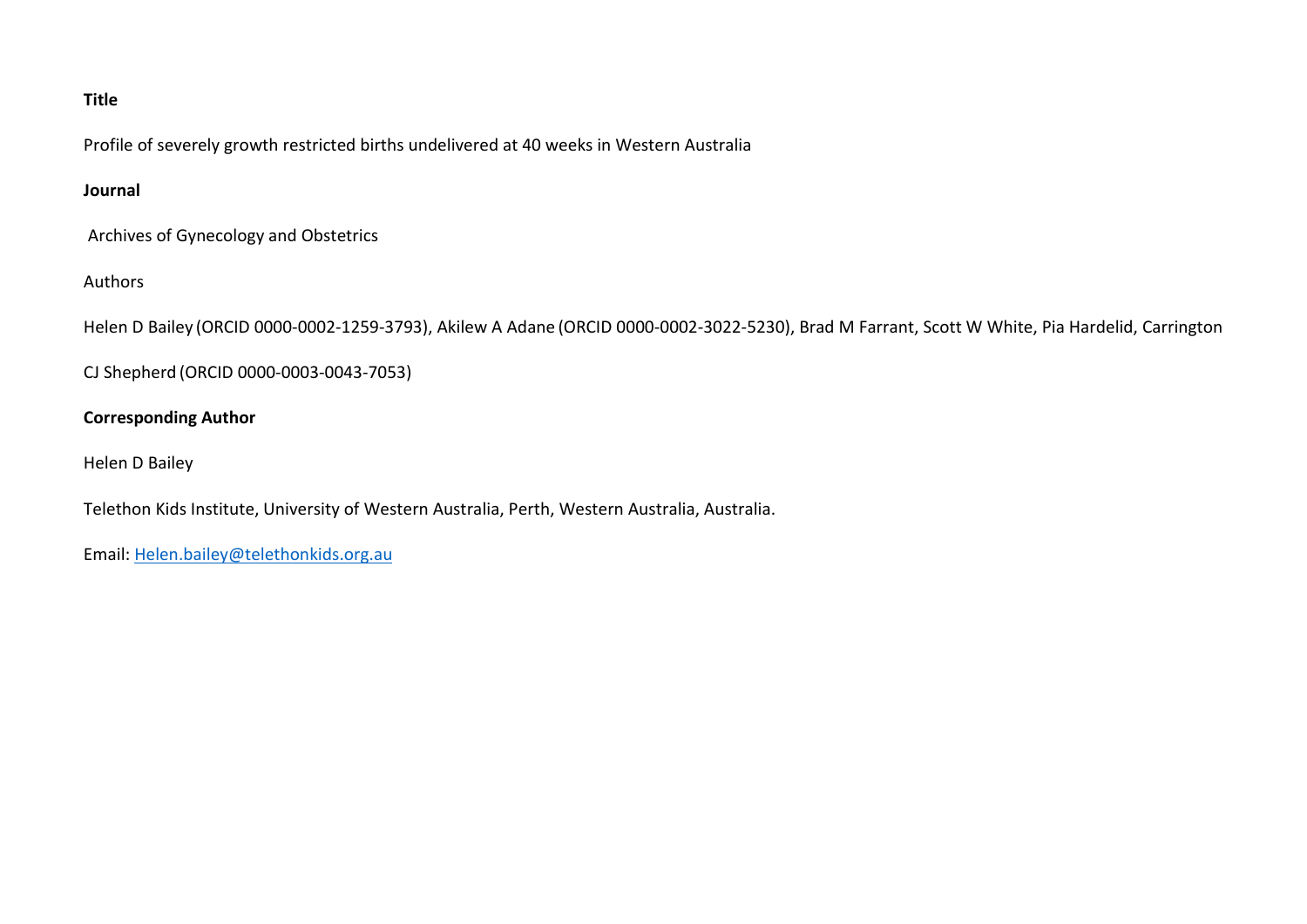**Title**

Profile of severely growth restricted births undelivered at 40 weeks in Western Australia

**Journal**

Archives of Gynecology and Obstetrics

Authors

Helen D Bailey (ORCID 0000-0002-1259-3793), Akilew A Adane (ORCID 0000-0002-3022-5230), Brad M Farrant, Scott W White, Pia Hardelid, Carrington CJ Shepherd (ORCID 0000-0003-0043-7053)

**Corresponding Author**

Helen D Bailey

Telethon Kids Institute, University of Western Australia, Perth, Western Australia, Australia.

Email: Helen.bailey@telethonkids.org.au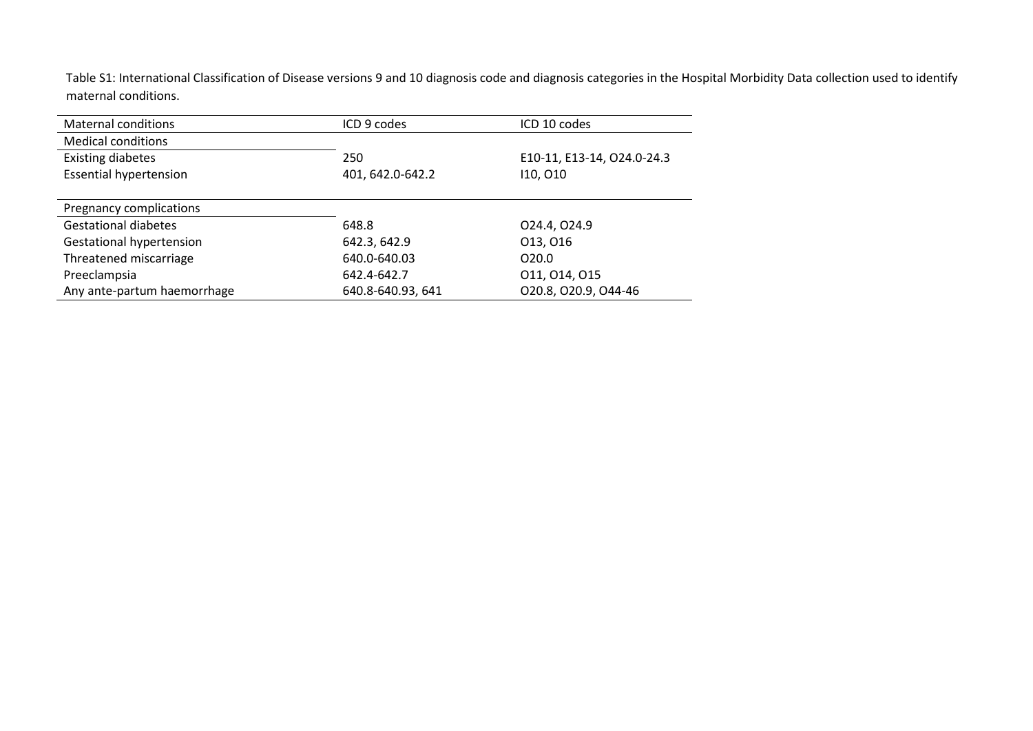Table S1: International Classification of Disease versions 9 and 10 diagnosis code and diagnosis categories in the Hospital Morbidity Data collection used to identify maternal conditions.

| Maternal conditions | ICD 9 codes | ICD 10 codes |
|---|---|---|
| Medical conditions | | |
| Existing diabetes | 250 | E10-11, E13-14, O24.0-24.3 |
| Essential hypertension | 401, 642.0-642.2 | I10, O10 |
| Pregnancy complications | | |
| Gestational diabetes | 648.8 | O24.4, O24.9 |
| Gestational hypertension | 642.3, 642.9 | O13, O16 |
| Threatened miscarriage | 640.0-640.03 | O20.0 |
| Preeclampsia | 642.4-642.7 | O11, O14, O15 |
| Any ante-partum haemorrhage | 640.8-640.93, 641 | O20.8, O20.9, O44-46 |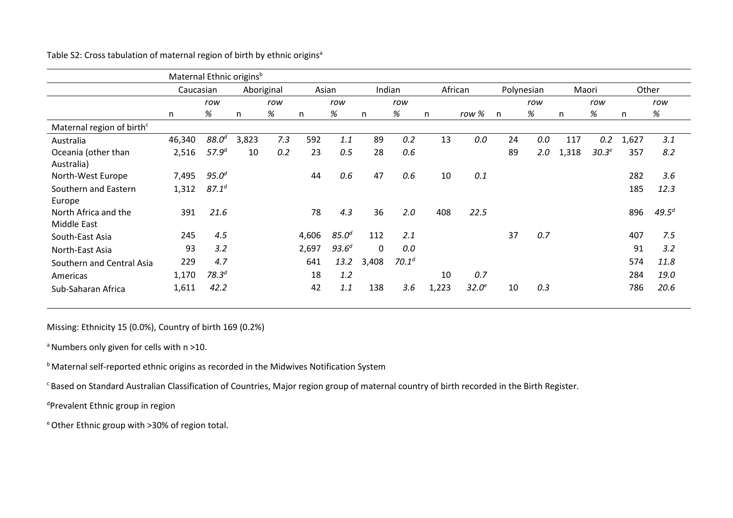Table S2: Cross tabulation of maternal region of birth by ethnic origins[a]

| | Maternal Ethnic origins[b] | | | | | | | | | | | | | | | |
|---|---|---|---|---|---|---|---|---|---|---|---|---|---|---|---|---|
| | Caucasian | | Aboriginal | | Asian | | Indian | | African | | Polynesian | | Maori | | Other | |
| | n | *row %* | n | *row %* | n | *row %* | n | *row %* | n | *row %* | n | *row %* | n | *row %* | n | *row %* |
| Maternal region of birth[c] | | | | | | | | | | | | | | | | |
| Australia | 46,340 | *88.0[d]* | 3,823 | *7.3* | 592 | *1.1* | 89 | *0.2* | 13 | *0.0* | 24 | *0.0* | 117 | *0.2* | 1,627 | *3.1* |
| Oceania (other than Australia) | 2,516 | *57.9[d]* | 10 | *0.2* | 23 | *0.5* | 28 | *0.6* | | | 89 | *2.0* | 1,318 | *30.3[e]* | 357 | *8.2* |
| North-West Europe | 7,495 | *95.0[d]* | | | 44 | *0.6* | 47 | *0.6* | 10 | *0.1* | | | | | 282 | *3.6* |
| Southern and Eastern Europe | 1,312 | *87.1[d]* | | | | | | | | | | | | | 185 | *12.3* |
| North Africa and the Middle East | 391 | *21.6* | | | 78 | *4.3* | 36 | *2.0* | 408 | *22.5* | | | | | 896 | *49.5[d]* |
| South-East Asia | 245 | *4.5* | | | 4,606 | *85.0[d]* | 112 | *2.1* | | | 37 | *0.7* | | | 407 | *7.5* |
| North-East Asia | 93 | *3.2* | | | 2,697 | *93.6[d]* | 0 | *0.0* | | | | | | | 91 | *3.2* |
| Southern and Central Asia | 229 | *4.7* | | | 641 | *13.2* | 3,408 | *70.1[d]* | | | | | | | 574 | *11.8* |
| Americas | 1,170 | *78.3[d]* | | | 18 | *1.2* | | | 10 | *0.7* | | | | | 284 | *19.0* |
| Sub-Saharan Africa | 1,611 | *42.2* | | | 42 | *1.1* | 138 | *3.6* | 1,223 | *32.0[e]* | 10 | *0.3* | | | 786 | *20.6* |

Missing: Ethnicity 15 (0.0%), Country of birth 169 (0.2%)

[a] Numbers only given for cells with n >10.

[b] Maternal self-reported ethnic origins as recorded in the Midwives Notification System

[c] Based on Standard Australian Classification of Countries, Major region group of maternal country of birth recorded in the Birth Register.

[d] Prevalent Ethnic group in region

[e] Other Ethnic group with >30% of region total.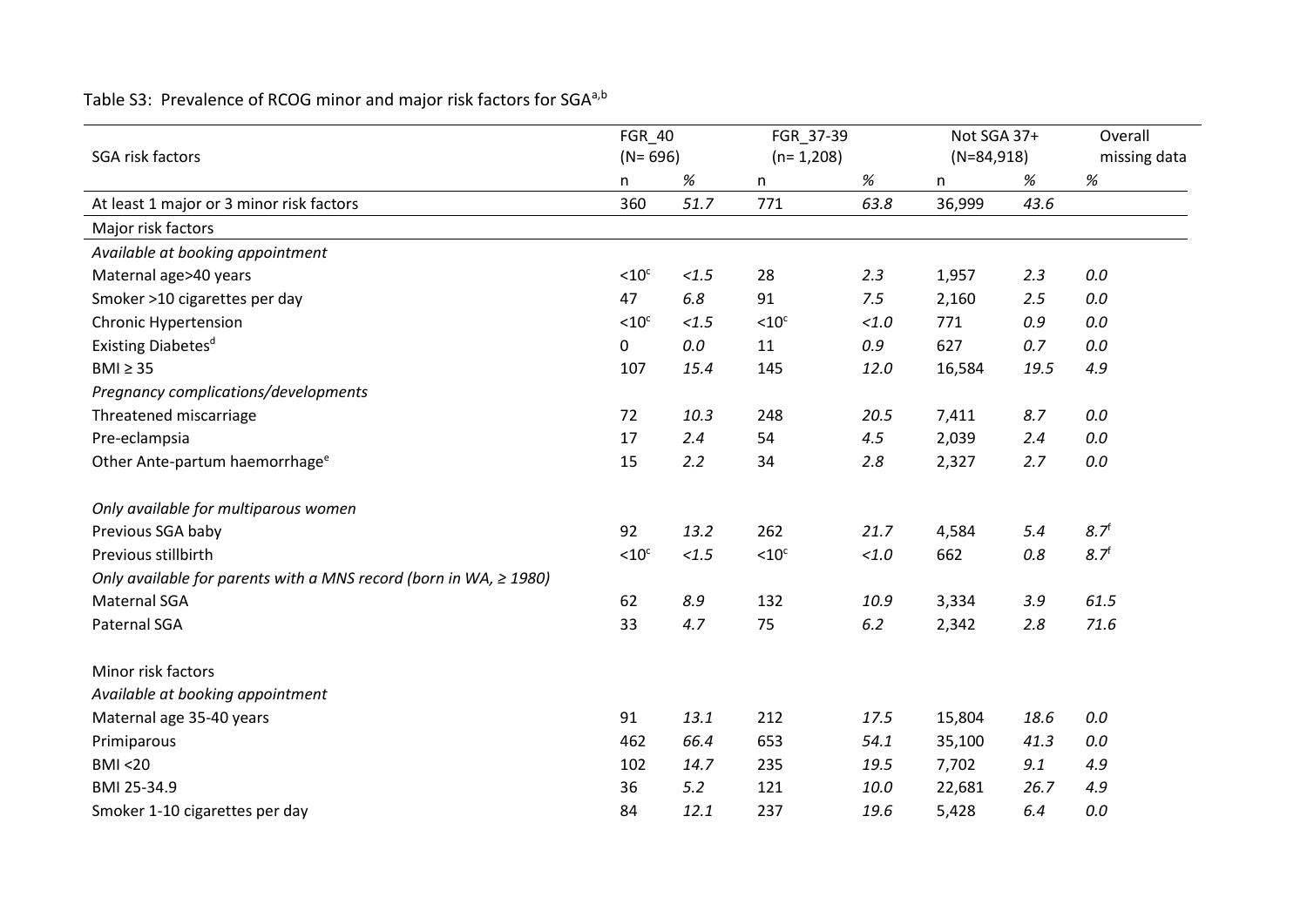Table S3: Prevalence of RCOG minor and major risk factors for SGA[a,b]

| SGA risk factors | FGR_40 (N= 696) | | FGR_37-39 (n= 1,208) | | Not SGA 37+ (N=84,918) | | Overall missing data |
|---|---|---|---|---|---|---|---|
| | n | % | n | % | n | % | % |
| At least 1 major or 3 minor risk factors | 360 | *51.7* | 771 | *63.8* | 36,999 | *43.6* | |
| Major risk factors | | | | | | | |
| *Available at booking appointment* | | | | | | | |
| Maternal age>40 years | <10[c] | *<1.5* | 28 | *2.3* | 1,957 | *2.3* | *0.0* |
| Smoker >10 cigarettes per day | 47 | *6.8* | 91 | *7.5* | 2,160 | *2.5* | *0.0* |
| Chronic Hypertension | <10[c] | *<1.5* | <10[c] | *<1.0* | 771 | *0.9* | *0.0* |
| Existing Diabetes[d] | 0 | *0.0* | 11 | *0.9* | 627 | *0.7* | *0.0* |
| BMI ≥ 35 | 107 | *15.4* | 145 | *12.0* | 16,584 | *19.5* | *4.9* |
| *Pregnancy complications/developments* | | | | | | | |
| Threatened miscarriage | 72 | *10.3* | 248 | *20.5* | 7,411 | *8.7* | *0.0* |
| Pre-eclampsia | 17 | *2.4* | 54 | *4.5* | 2,039 | *2.4* | *0.0* |
| Other Ante-partum haemorrhage[e] | 15 | *2.2* | 34 | *2.8* | 2,327 | *2.7* | *0.0* |
| *Only available for multiparous women* | | | | | | | |
| Previous SGA baby | 92 | *13.2* | 262 | *21.7* | 4,584 | *5.4* | *8.7*[f] |
| Previous stillbirth | <10[c] | *<1.5* | <10[c] | *<1.0* | 662 | *0.8* | *8.7*[f] |
| *Only available for parents with a MNS record (born in WA, ≥ 1980)* | | | | | | | |
| Maternal SGA | 62 | *8.9* | 132 | *10.9* | 3,334 | *3.9* | *61.5* |
| Paternal SGA | 33 | *4.7* | 75 | *6.2* | 2,342 | *2.8* | *71.6* |
| Minor risk factors | | | | | | | |
| *Available at booking appointment* | | | | | | | |
| Maternal age 35-40 years | 91 | *13.1* | 212 | *17.5* | 15,804 | *18.6* | *0.0* |
| Primiparous | 462 | *66.4* | 653 | *54.1* | 35,100 | *41.3* | *0.0* |
| BMI <20 | 102 | *14.7* | 235 | *19.5* | 7,702 | *9.1* | *4.9* |
| BMI 25-34.9 | 36 | *5.2* | 121 | *10.0* | 22,681 | *26.7* | *4.9* |
| Smoker 1-10 cigarettes per day | 84 | *12.1* | 237 | *19.6* | 5,428 | *6.4* | *0.0* |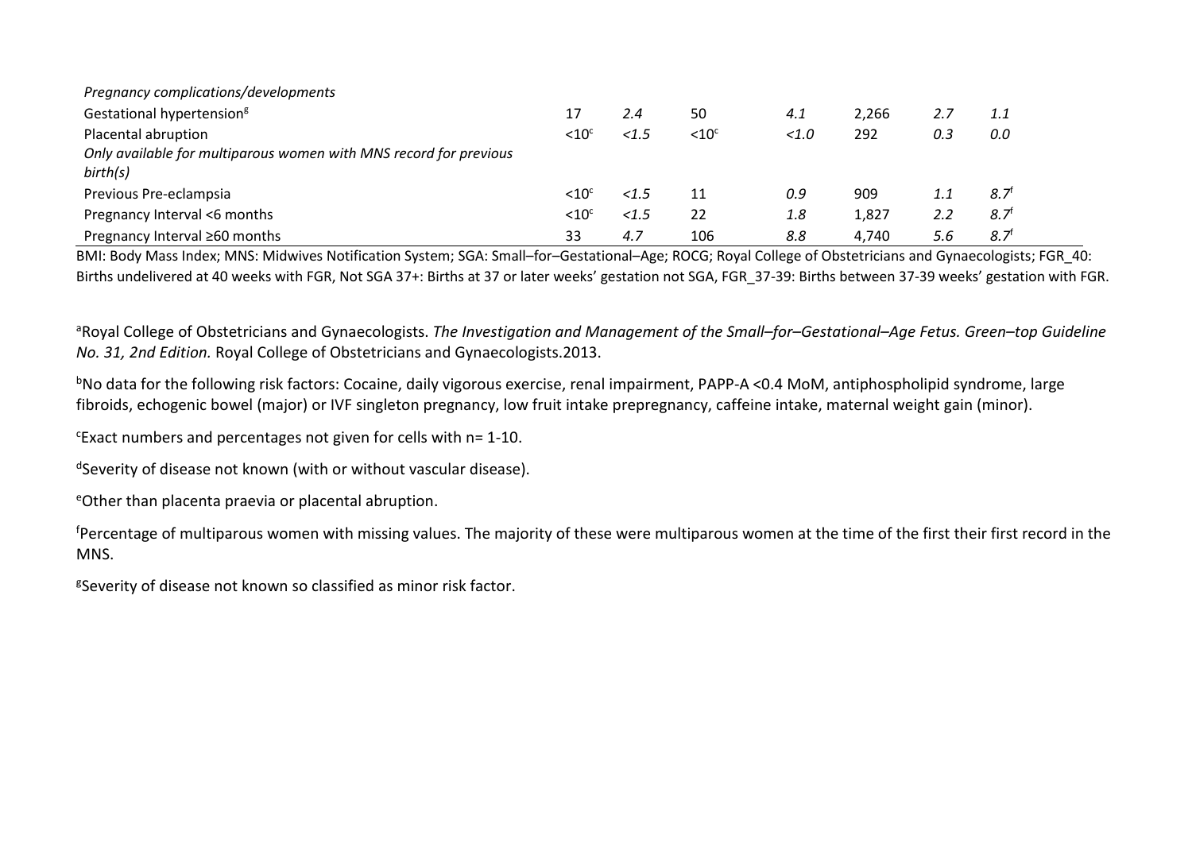| | | | | | | | |
|---|---|---|---|---|---|---|---|
| *Pregnancy complications/developments* | | | | | | | |
| Gestational hypertension[g] | 17 | *2.4* | 50 | *4.1* | 2,266 | *2.7* | *1.1* |
| Placental abruption | <10[c] | *<1.5* | <10[c] | *<1.0* | 292 | *0.3* | *0.0* |
| *Only available for multiparous women with MNS record for previous birth(s)* | | | | | | | |
| Previous Pre-eclampsia | <10[c] | *<1.5* | 11 | *0.9* | 909 | *1.1* | *8.7*[f] |
| Pregnancy Interval <6 months | <10[c] | *<1.5* | 22 | *1.8* | 1,827 | *2.2* | *8.7*[f] |
| Pregnancy Interval ≥60 months | 33 | *4.7* | 106 | *8.8* | 4,740 | *5.6* | *8.7*[f] |

BMI: Body Mass Index; MNS: Midwives Notification System; SGA: Small–for–Gestational–Age; ROCG; Royal College of Obstetricians and Gynaecologists; FGR_40: Births undelivered at 40 weeks with FGR, Not SGA 37+: Births at 37 or later weeks' gestation not SGA, FGR_37-39: Births between 37-39 weeks' gestation with FGR.

[a]Royal College of Obstetricians and Gynaecologists. *The Investigation and Management of the Small–for–Gestational–Age Fetus. Green–top Guideline No. 31, 2nd Edition.* Royal College of Obstetricians and Gynaecologists.2013.

[b]No data for the following risk factors: Cocaine, daily vigorous exercise, renal impairment, PAPP-A <0.4 MoM, antiphospholipid syndrome, large fibroids, echogenic bowel (major) or IVF singleton pregnancy, low fruit intake prepregnancy, caffeine intake, maternal weight gain (minor).

[c]Exact numbers and percentages not given for cells with n= 1-10.

[d]Severity of disease not known (with or without vascular disease).

[e]Other than placenta praevia or placental abruption.

[f]Percentage of multiparous women with missing values. The majority of these were multiparous women at the time of the first their first record in the MNS.

[g]Severity of disease not known so classified as minor risk factor.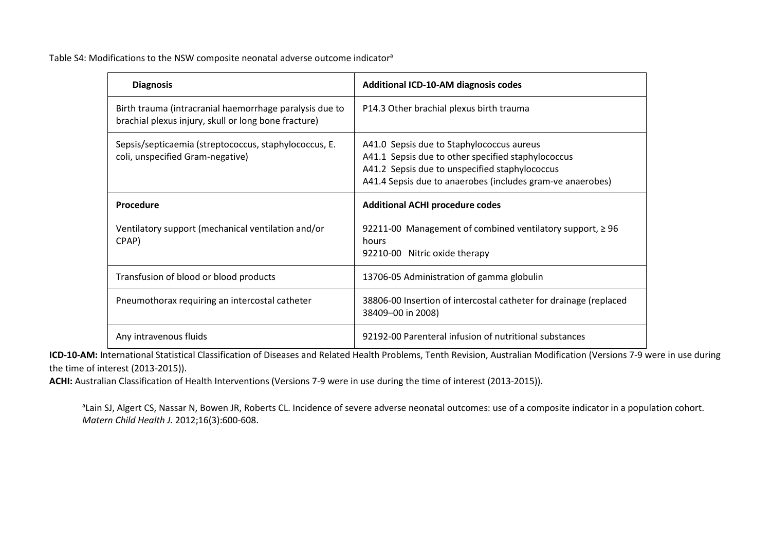Table S4: Modifications to the NSW composite neonatal adverse outcome indicator[a]

| **Diagnosis** | **Additional ICD-10-AM diagnosis codes** |
| --- | --- |
| Birth trauma (intracranial haemorrhage paralysis due to brachial plexus injury, skull or long bone fracture) | P14.3 Other brachial plexus birth trauma |
| Sepsis/septicaemia (streptococcus, staphylococcus, E. coli, unspecified Gram-negative) | A41.0 Sepsis due to Staphylococcus aureus<br>A41.1 Sepsis due to other specified staphylococcus<br>A41.2 Sepsis due to unspecified staphylococcus<br>A41.4 Sepsis due to anaerobes (includes gram-ve anaerobes) |
| **Procedure** | **Additional ACHI procedure codes** |
| Ventilatory support (mechanical ventilation and/or CPAP) | 92211-00 Management of combined ventilatory support, ≥ 96 hours<br>92210-00 Nitric oxide therapy |
| Transfusion of blood or blood products | 13706-05 Administration of gamma globulin |
| Pneumothorax requiring an intercostal catheter | 38806-00 Insertion of intercostal catheter for drainage (replaced 38409–00 in 2008) |
| Any intravenous fluids | 92192-00 Parenteral infusion of nutritional substances |

**ICD-10-AM:** International Statistical Classification of Diseases and Related Health Problems, Tenth Revision, Australian Modification (Versions 7-9 were in use during the time of interest (2013-2015)).
**ACHI:** Australian Classification of Health Interventions (Versions 7-9 were in use during the time of interest (2013-2015)).

[a]Lain SJ, Algert CS, Nassar N, Bowen JR, Roberts CL. Incidence of severe adverse neonatal outcomes: use of a composite indicator in a population cohort. *Matern Child Health J.* 2012;16(3):600-608.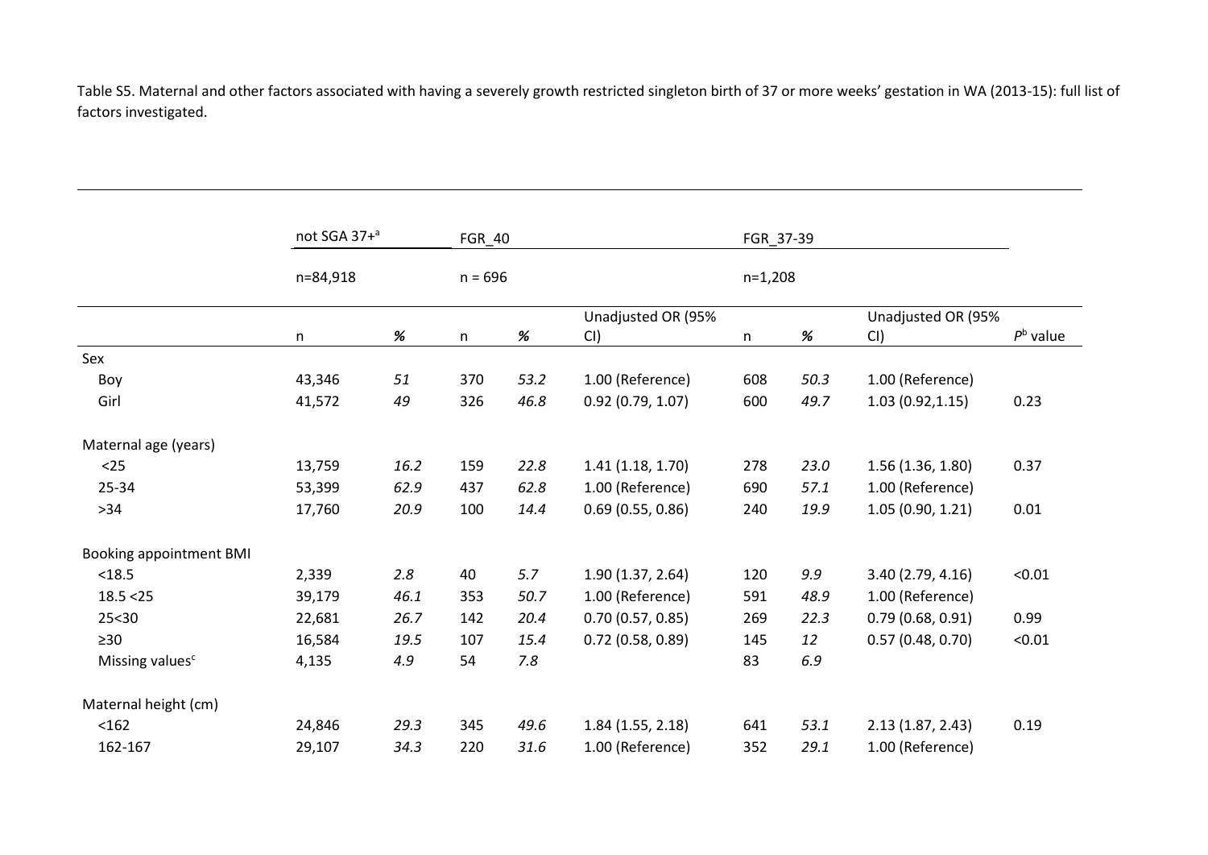Table S5. Maternal and other factors associated with having a severely growth restricted singleton birth of 37 or more weeks' gestation in WA (2013-15): full list of factors investigated.

| | not SGA 37+[a] | | FGR_40 | | | FGR_37-39 | | | |
|---|---|---|---|---|---|---|---|---|---|
| | n=84,918 | | n = 696 | | | n=1,208 | | | |
| | n | % | n | % | Unadjusted OR (95% CI) | n | % | Unadjusted OR (95% CI) | $P^{b}$ value |
| Sex | | | | | | | | | |
| Boy | 43,346 | *51* | 370 | *53.2* | 1.00 (Reference) | 608 | *50.3* | 1.00 (Reference) | |
| Girl | 41,572 | *49* | 326 | *46.8* | 0.92 (0.79, 1.07) | 600 | *49.7* | 1.03 (0.92,1.15) | 0.23 |
| Maternal age (years) | | | | | | | | | |
| <25 | 13,759 | *16.2* | 159 | *22.8* | 1.41 (1.18, 1.70) | 278 | *23.0* | 1.56 (1.36, 1.80) | 0.37 |
| 25-34 | 53,399 | *62.9* | 437 | *62.8* | 1.00 (Reference) | 690 | *57.1* | 1.00 (Reference) | |
| >34 | 17,760 | *20.9* | 100 | *14.4* | 0.69 (0.55, 0.86) | 240 | *19.9* | 1.05 (0.90, 1.21) | 0.01 |
| Booking appointment BMI | | | | | | | | | |
| <18.5 | 2,339 | *2.8* | 40 | *5.7* | 1.90 (1.37, 2.64) | 120 | *9.9* | 3.40 (2.79, 4.16) | <0.01 |
| 18.5 <25 | 39,179 | *46.1* | 353 | *50.7* | 1.00 (Reference) | 591 | *48.9* | 1.00 (Reference) | |
| 25<30 | 22,681 | *26.7* | 142 | *20.4* | 0.70 (0.57, 0.85) | 269 | *22.3* | 0.79 (0.68, 0.91) | 0.99 |
| ≥30 | 16,584 | *19.5* | 107 | *15.4* | 0.72 (0.58, 0.89) | 145 | *12* | 0.57 (0.48, 0.70) | <0.01 |
| Missing values[c] | 4,135 | *4.9* | 54 | *7.8* | | 83 | *6.9* | | |
| Maternal height (cm) | | | | | | | | | |
| <162 | 24,846 | *29.3* | 345 | *49.6* | 1.84 (1.55, 2.18) | 641 | *53.1* | 2.13 (1.87, 2.43) | 0.19 |
| 162-167 | 29,107 | *34.3* | 220 | *31.6* | 1.00 (Reference) | 352 | *29.1* | 1.00 (Reference) | |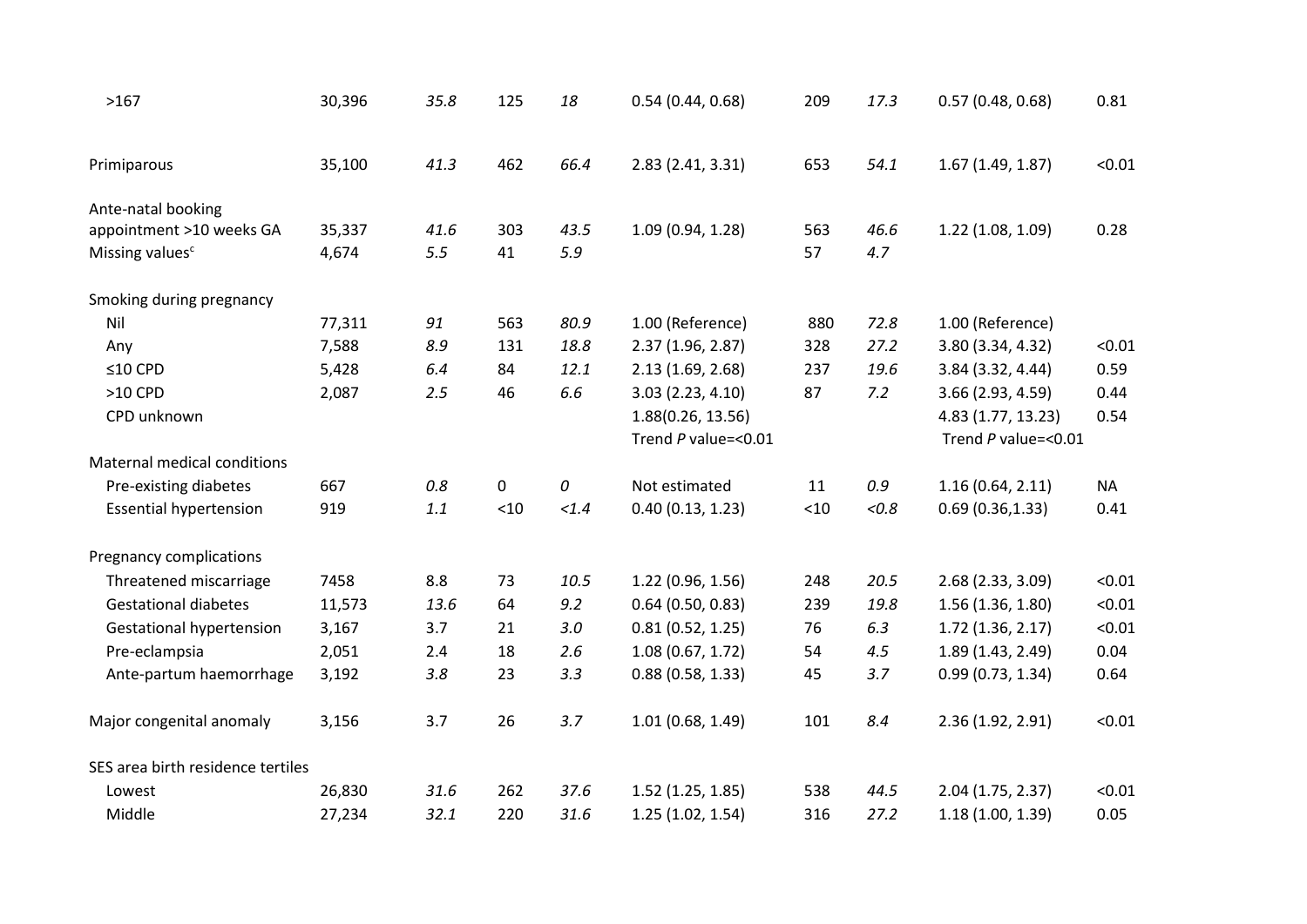| | | | | | | | | | |
|---|---|---|---|---|---|---|---|---|---|
| >167 | 30,396 | *35.8* | 125 | *18* | 0.54 (0.44, 0.68) | 209 | *17.3* | 0.57 (0.48, 0.68) | 0.81 |
| Primiparous | 35,100 | *41.3* | 462 | *66.4* | 2.83 (2.41, 3.31) | 653 | *54.1* | 1.67 (1.49, 1.87) | <0.01 |
| Ante-natal booking appointment >10 weeks GA | 35,337 | *41.6* | 303 | *43.5* | 1.09 (0.94, 1.28) | 563 | *46.6* | 1.22 (1.08, 1.09) | 0.28 |
| Missing values[c] | 4,674 | *5.5* | 41 | *5.9* | | 57 | *4.7* | | |
| Smoking during pregnancy | | | | | | | | | |
| Nil | 77,311 | *91* | 563 | *80.9* | 1.00 (Reference) | 880 | *72.8* | 1.00 (Reference) | |
| Any | 7,588 | *8.9* | 131 | *18.8* | 2.37 (1.96, 2.87) | 328 | *27.2* | 3.80 (3.34, 4.32) | <0.01 |
| ≤10 CPD | 5,428 | *6.4* | 84 | *12.1* | 2.13 (1.69, 2.68) | 237 | *19.6* | 3.84 (3.32, 4.44) | 0.59 |
| >10 CPD | 2,087 | *2.5* | 46 | *6.6* | 3.03 (2.23, 4.10) | 87 | *7.2* | 3.66 (2.93, 4.59) | 0.44 |
| CPD unknown | | | | | 1.88(0.26, 13.56) | | | 4.83 (1.77, 13.23) | 0.54 |
| | | | | | Trend *P* value=<0.01 | | | Trend *P* value=<0.01 | |
| Maternal medical conditions | | | | | | | | | |
| Pre-existing diabetes | 667 | *0.8* | 0 | *0* | Not estimated | 11 | *0.9* | 1.16 (0.64, 2.11) | NA |
| Essential hypertension | 919 | *1.1* | <10 | *<1.4* | 0.40 (0.13, 1.23) | <10 | *<0.8* | 0.69 (0.36,1.33) | 0.41 |
| Pregnancy complications | | | | | | | | | |
| Threatened miscarriage | 7458 | *8.8* | 73 | *10.5* | 1.22 (0.96, 1.56) | 248 | *20.5* | 2.68 (2.33, 3.09) | <0.01 |
| Gestational diabetes | 11,573 | *13.6* | 64 | *9.2* | 0.64 (0.50, 0.83) | 239 | *19.8* | 1.56 (1.36, 1.80) | <0.01 |
| Gestational hypertension | 3,167 | *3.7* | 21 | *3.0* | 0.81 (0.52, 1.25) | 76 | *6.3* | 1.72 (1.36, 2.17) | <0.01 |
| Pre-eclampsia | 2,051 | *2.4* | 18 | *2.6* | 1.08 (0.67, 1.72) | 54 | *4.5* | 1.89 (1.43, 2.49) | 0.04 |
| Ante-partum haemorrhage | 3,192 | *3.8* | 23 | *3.3* | 0.88 (0.58, 1.33) | 45 | *3.7* | 0.99 (0.73, 1.34) | 0.64 |
| Major congenital anomaly | 3,156 | 3.7 | 26 | *3.7* | 1.01 (0.68, 1.49) | 101 | *8.4* | 2.36 (1.92, 2.91) | <0.01 |
| SES area birth residence tertiles | | | | | | | | | |
| Lowest | 26,830 | *31.6* | 262 | *37.6* | 1.52 (1.25, 1.85) | 538 | *44.5* | 2.04 (1.75, 2.37) | <0.01 |
| Middle | 27,234 | *32.1* | 220 | *31.6* | 1.25 (1.02, 1.54) | 316 | *27.2* | 1.18 (1.00, 1.39) | 0.05 |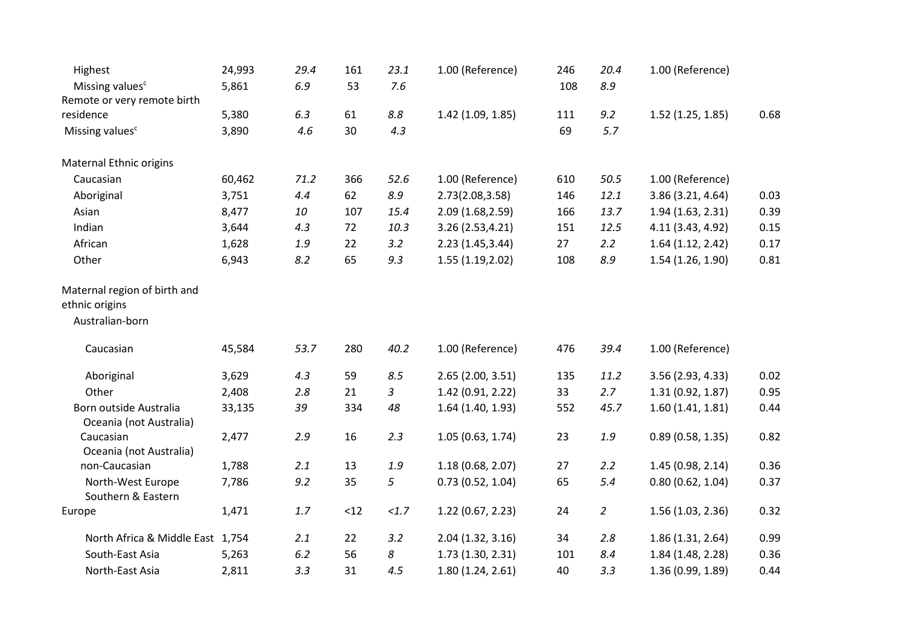| | | | | | | | | | |
|---|---|---|---|---|---|---|---|---|---|
| Highest | 24,993 | *29.4* | 161 | *23.1* | 1.00 (Reference) | 246 | *20.4* | 1.00 (Reference) | |
| Missing values[c] | 5,861 | *6.9* | 53 | *7.6* | | 108 | *8.9* | | |
| Remote or very remote birth residence | 5,380 | *6.3* | 61 | *8.8* | 1.42 (1.09, 1.85) | 111 | *9.2* | 1.52 (1.25, 1.85) | 0.68 |
| Missing values[c] | 3,890 | *4.6* | 30 | *4.3* | | 69 | *5.7* | | |
| Maternal Ethnic origins | | | | | | | | | |
| Caucasian | 60,462 | *71.2* | 366 | *52.6* | 1.00 (Reference) | 610 | *50.5* | 1.00 (Reference) | |
| Aboriginal | 3,751 | *4.4* | 62 | *8.9* | 2.73(2.08,3.58) | 146 | *12.1* | 3.86 (3.21, 4.64) | 0.03 |
| Asian | 8,477 | *10* | 107 | *15.4* | 2.09 (1.68,2.59) | 166 | *13.7* | 1.94 (1.63, 2.31) | 0.39 |
| Indian | 3,644 | *4.3* | 72 | *10.3* | 3.26 (2.53,4.21) | 151 | *12.5* | 4.11 (3.43, 4.92) | 0.15 |
| African | 1,628 | *1.9* | 22 | *3.2* | 2.23 (1.45,3.44) | 27 | *2.2* | 1.64 (1.12, 2.42) | 0.17 |
| Other | 6,943 | *8.2* | 65 | *9.3* | 1.55 (1.19,2.02) | 108 | *8.9* | 1.54 (1.26, 1.90) | 0.81 |
| Maternal region of birth and ethnic origins | | | | | | | | | |
| Australian-born | | | | | | | | | |
| Caucasian | 45,584 | *53.7* | 280 | *40.2* | 1.00 (Reference) | 476 | *39.4* | 1.00 (Reference) | |
| Aboriginal | 3,629 | *4.3* | 59 | *8.5* | 2.65 (2.00, 3.51) | 135 | *11.2* | 3.56 (2.93, 4.33) | 0.02 |
| Other | 2,408 | *2.8* | 21 | *3* | 1.42 (0.91, 2.22) | 33 | *2.7* | 1.31 (0.92, 1.87) | 0.95 |
| Born outside Australia | 33,135 | *39* | 334 | *48* | 1.64 (1.40, 1.93) | 552 | *45.7* | 1.60 (1.41, 1.81) | 0.44 |
| Oceania (not Australia) Caucasian | 2,477 | *2.9* | 16 | *2.3* | 1.05 (0.63, 1.74) | 23 | *1.9* | 0.89 (0.58, 1.35) | 0.82 |
| Oceania (not Australia) non-Caucasian | 1,788 | *2.1* | 13 | *1.9* | 1.18 (0.68, 2.07) | 27 | *2.2* | 1.45 (0.98, 2.14) | 0.36 |
| North-West Europe | 7,786 | *9.2* | 35 | *5* | 0.73 (0.52, 1.04) | 65 | *5.4* | 0.80 (0.62, 1.04) | 0.37 |
| Southern & Eastern Europe | 1,471 | *1.7* | <12 | *<1.7* | 1.22 (0.67, 2.23) | 24 | *2* | 1.56 (1.03, 2.36) | 0.32 |
| North Africa & Middle East | 1,754 | *2.1* | 22 | *3.2* | 2.04 (1.32, 3.16) | 34 | *2.8* | 1.86 (1.31, 2.64) | 0.99 |
| South-East Asia | 5,263 | *6.2* | 56 | *8* | 1.73 (1.30, 2.31) | 101 | *8.4* | 1.84 (1.48, 2.28) | 0.36 |
| North-East Asia | 2,811 | *3.3* | 31 | *4.5* | 1.80 (1.24, 2.61) | 40 | *3.3* | 1.36 (0.99, 1.89) | 0.44 |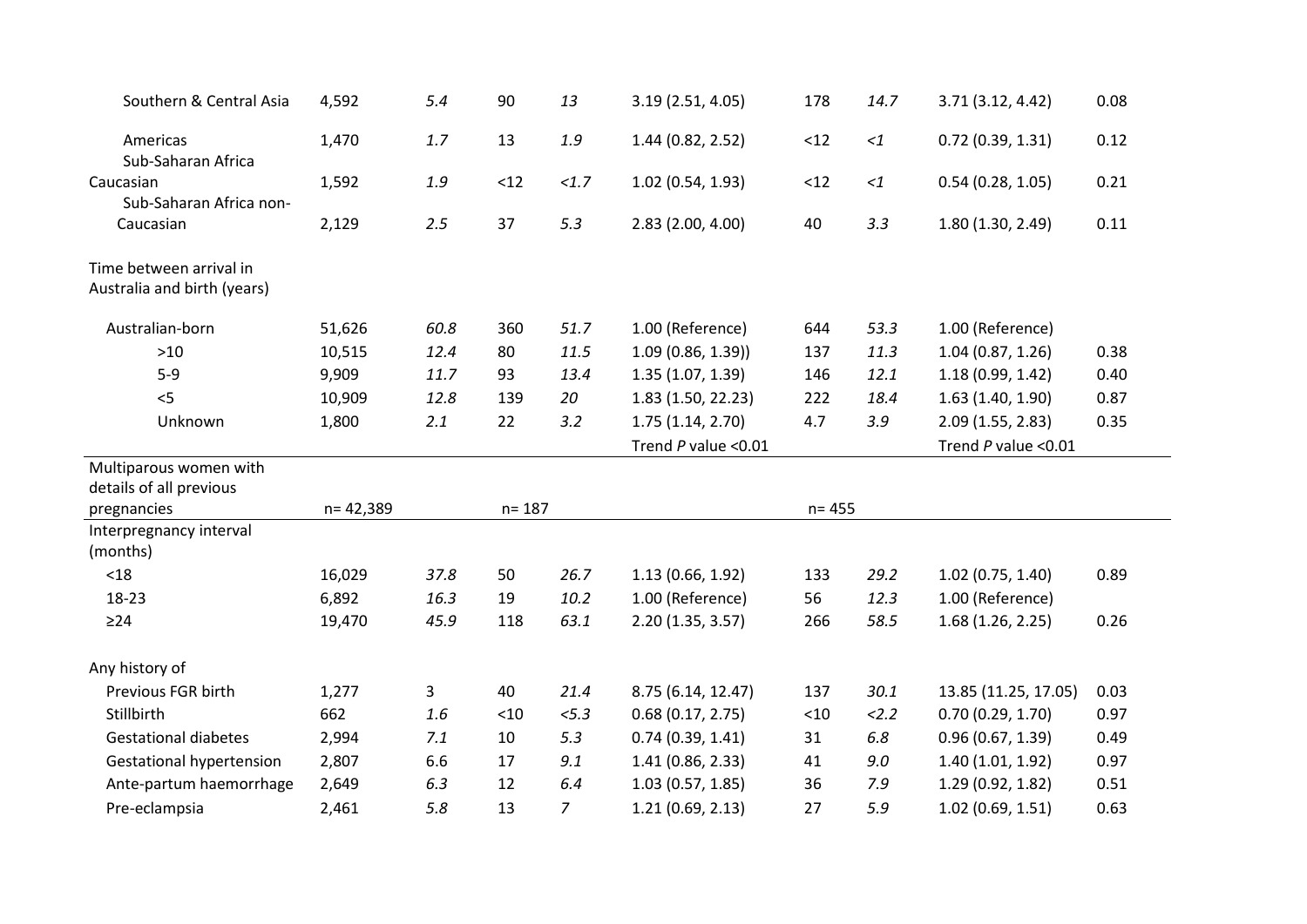| | | | | | | | | | |
|---|---|---|---|---|---|---|---|---|---|
| Southern & Central Asia | 4,592 | *5.4* | 90 | *13* | 3.19 (2.51, 4.05) | 178 | *14.7* | 3.71 (3.12, 4.42) | 0.08 |
| Americas | 1,470 | *1.7* | 13 | *1.9* | 1.44 (0.82, 2.52) | <12 | *<1* | 0.72 (0.39, 1.31) | 0.12 |
| Sub-Saharan Africa Caucasian | 1,592 | *1.9* | <12 | *<1.7* | 1.02 (0.54, 1.93) | <12 | *<1* | 0.54 (0.28, 1.05) | 0.21 |
| Sub-Saharan Africa non-Caucasian | 2,129 | *2.5* | 37 | *5.3* | 2.83 (2.00, 4.00) | 40 | *3.3* | 1.80 (1.30, 2.49) | 0.11 |
| Time between arrival in Australia and birth (years) | | | | | | | | | |
| Australian-born | 51,626 | *60.8* | 360 | *51.7* | 1.00 (Reference) | 644 | *53.3* | 1.00 (Reference) | |
| >10 | 10,515 | *12.4* | 80 | *11.5* | 1.09 (0.86, 1.39)) | 137 | *11.3* | 1.04 (0.87, 1.26) | 0.38 |
| 5-9 | 9,909 | *11.7* | 93 | *13.4* | 1.35 (1.07, 1.39) | 146 | *12.1* | 1.18 (0.99, 1.42) | 0.40 |
| <5 | 10,909 | *12.8* | 139 | *20* | 1.83 (1.50, 22.23) | 222 | *18.4* | 1.63 (1.40, 1.90) | 0.87 |
| Unknown | 1,800 | *2.1* | 22 | *3.2* | 1.75 (1.14, 2.70) | 4.7 | *3.9* | 2.09 (1.55, 2.83) | 0.35 |
| | | | | | Trend *P* value <0.01 | | | Trend *P* value <0.01 | |
| Multiparous women with details of all previous pregnancies | n= 42,389 | | n= 187 | | | n= 455 | | | |
| Interpregnancy interval (months) | | | | | | | | | |
| <18 | 16,029 | *37.8* | 50 | *26.7* | 1.13 (0.66, 1.92) | 133 | *29.2* | 1.02 (0.75, 1.40) | 0.89 |
| 18-23 | 6,892 | *16.3* | 19 | *10.2* | 1.00 (Reference) | 56 | *12.3* | 1.00 (Reference) | |
| ≥24 | 19,470 | *45.9* | 118 | *63.1* | 2.20 (1.35, 3.57) | 266 | *58.5* | 1.68 (1.26, 2.25) | 0.26 |
| Any history of | | | | | | | | | |
| Previous FGR birth | 1,277 | 3 | 40 | *21.4* | 8.75 (6.14, 12.47) | 137 | *30.1* | 13.85 (11.25, 17.05) | 0.03 |
| Stillbirth | 662 | *1.6* | <10 | *<5.3* | 0.68 (0.17, 2.75) | <10 | *<2.2* | 0.70 (0.29, 1.70) | 0.97 |
| Gestational diabetes | 2,994 | *7.1* | 10 | *5.3* | 0.74 (0.39, 1.41) | 31 | *6.8* | 0.96 (0.67, 1.39) | 0.49 |
| Gestational hypertension | 2,807 | 6.6 | 17 | *9.1* | 1.41 (0.86, 2.33) | 41 | *9.0* | 1.40 (1.01, 1.92) | 0.97 |
| Ante-partum haemorrhage | 2,649 | *6.3* | 12 | *6.4* | 1.03 (0.57, 1.85) | 36 | *7.9* | 1.29 (0.92, 1.82) | 0.51 |
| Pre-eclampsia | 2,461 | *5.8* | 13 | *7* | 1.21 (0.69, 2.13) | 27 | *5.9* | 1.02 (0.69, 1.51) | 0.63 |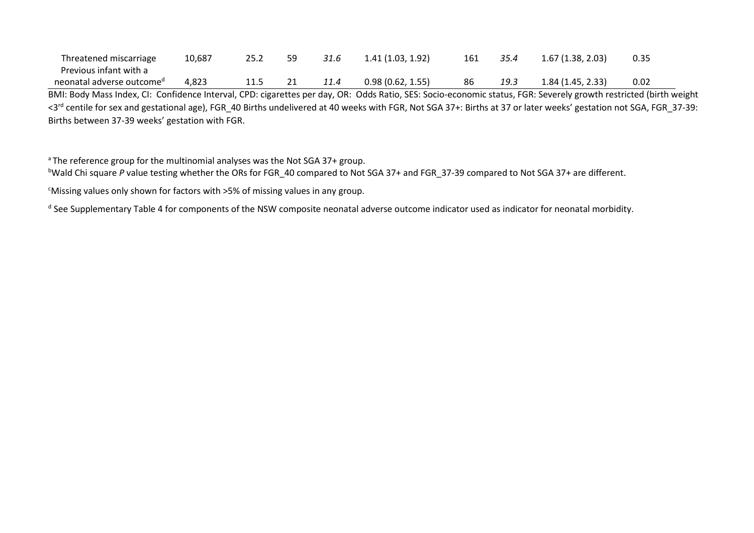| | | | | | | | | | |
|---|---|---|---|---|---|---|---|---|---|
| Threatened miscarriage | 10,687 | 25.2 | 59 | *31.6* | 1.41 (1.03, 1.92) | 161 | *35.4* | 1.67 (1.38, 2.03) | 0.35 |
| Previous infant with a neonatal adverse outcome[d] | 4,823 | 11.5 | 21 | *11.4* | 0.98 (0.62, 1.55) | 86 | *19.3* | 1.84 (1.45, 2.33) | 0.02 |

BMI: Body Mass Index, CI: Confidence Interval, CPD: cigarettes per day, OR: Odds Ratio, SES: Socio-economic status, FGR: Severely growth restricted (birth weight <3rd centile for sex and gestational age), FGR_40 Births undelivered at 40 weeks with FGR, Not SGA 37+: Births at 37 or later weeks' gestation not SGA, FGR_37-39: Births between 37-39 weeks' gestation with FGR.

[a] The reference group for the multinomial analyses was the Not SGA 37+ group.

[b] Wald Chi square *P* value testing whether the ORs for FGR_40 compared to Not SGA 37+ and FGR_37-39 compared to Not SGA 37+ are different.

[c] Missing values only shown for factors with >5% of missing values in any group.

[d] See Supplementary Table 4 for components of the NSW composite neonatal adverse outcome indicator used as indicator for neonatal morbidity.